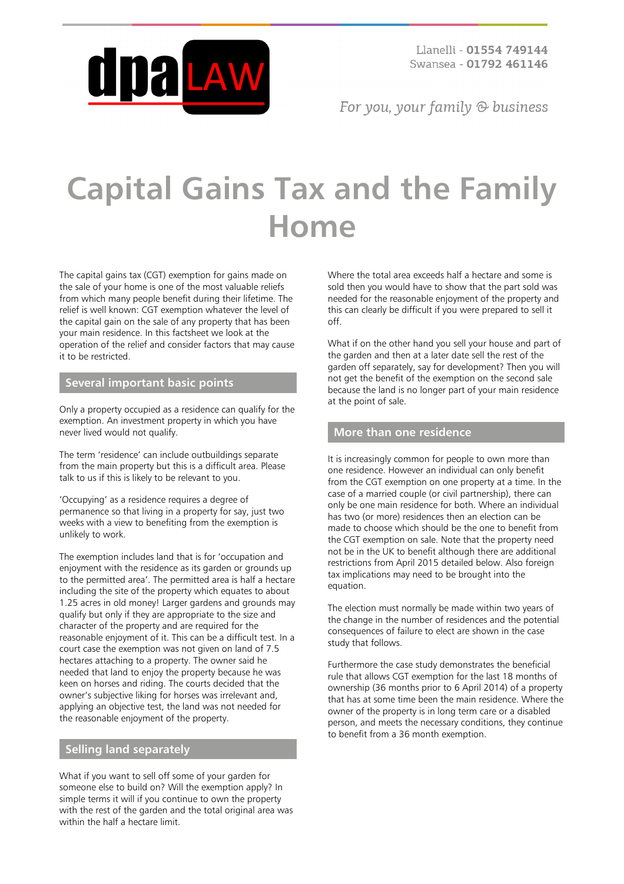# Capital Gains Tax and the Family Home

The capital gains tax (CGT) exemption for gains made on the sale of your home is one of the most valuable reliefs from which many people benefit during their lifetime. The relief is well known: CGT exemption whatever the level of the capital gain on the sale of any property that has been your main residence. In this factsheet we look at the operation of the relief and consider factors that may cause it to be restricted.

## Several important basic points

Only a property occupied as a residence can qualify for the exemption. An investment property in which you have never lived would not qualify.

The term 'residence' can include outbuildings separate from the main property but this is a difficult area. Please talk to us if this is likely to be relevant to you.

'Occupying' as a residence requires a degree of permanence so that living in a property for say, just two weeks with a view to benefiting from the exemption is unlikely to work.

The exemption includes land that is for 'occupation and enjoyment with the residence as its garden or grounds up to the permitted area'. The permitted area is half a hectare including the site of the property which equates to about 1.25 acres in old money! Larger gardens and grounds may qualify but only if they are appropriate to the size and character of the property and are required for the reasonable enjoyment of it. This can be a difficult test. In a court case the exemption was not given on land of 7.5 hectares attaching to a property. The owner said he needed that land to enjoy the property because he was keen on horses and riding. The courts decided that the owner's subjective liking for horses was irrelevant and, applying an objective test, the land was not needed for the reasonable enjoyment of the property.

## Selling land separately

What if you want to sell off some of your garden for someone else to build on? Will the exemption apply? In simple terms it will if you continue to own the property with the rest of the garden and the total original area was within the half a hectare limit.

Where the total area exceeds half a hectare and some is sold then you would have to show that the part sold was needed for the reasonable enjoyment of the property and this can clearly be difficult if you were prepared to sell it off.

What if on the other hand you sell your house and part of the garden and then at a later date sell the rest of the garden off separately, say for development? Then you will not get the benefit of the exemption on the second sale because the land is no longer part of your main residence at the point of sale.

## More than one residence

It is increasingly common for people to own more than one residence. However an individual can only benefit from the CGT exemption on one property at a time. In the case of a married couple (or civil partnership), there can only be one main residence for both. Where an individual has two (or more) residences then an election can be made to choose which should be the one to benefit from the CGT exemption on sale. Note that the property need not be in the UK to benefit although there are additional restrictions from April 2015 detailed below. Also foreign tax implications may need to be brought into the equation.

The election must normally be made within two years of the change in the number of residences and the potential consequences of failure to elect are shown in the case study that follows.

Furthermore the case study demonstrates the beneficial rule that allows CGT exemption for the last 18 months of ownership (36 months prior to 6 April 2014) of a property that has at some time been the main residence. Where the owner of the property is in long term care or a disabled person, and meets the necessary conditions, they continue to benefit from a 36 month exemption.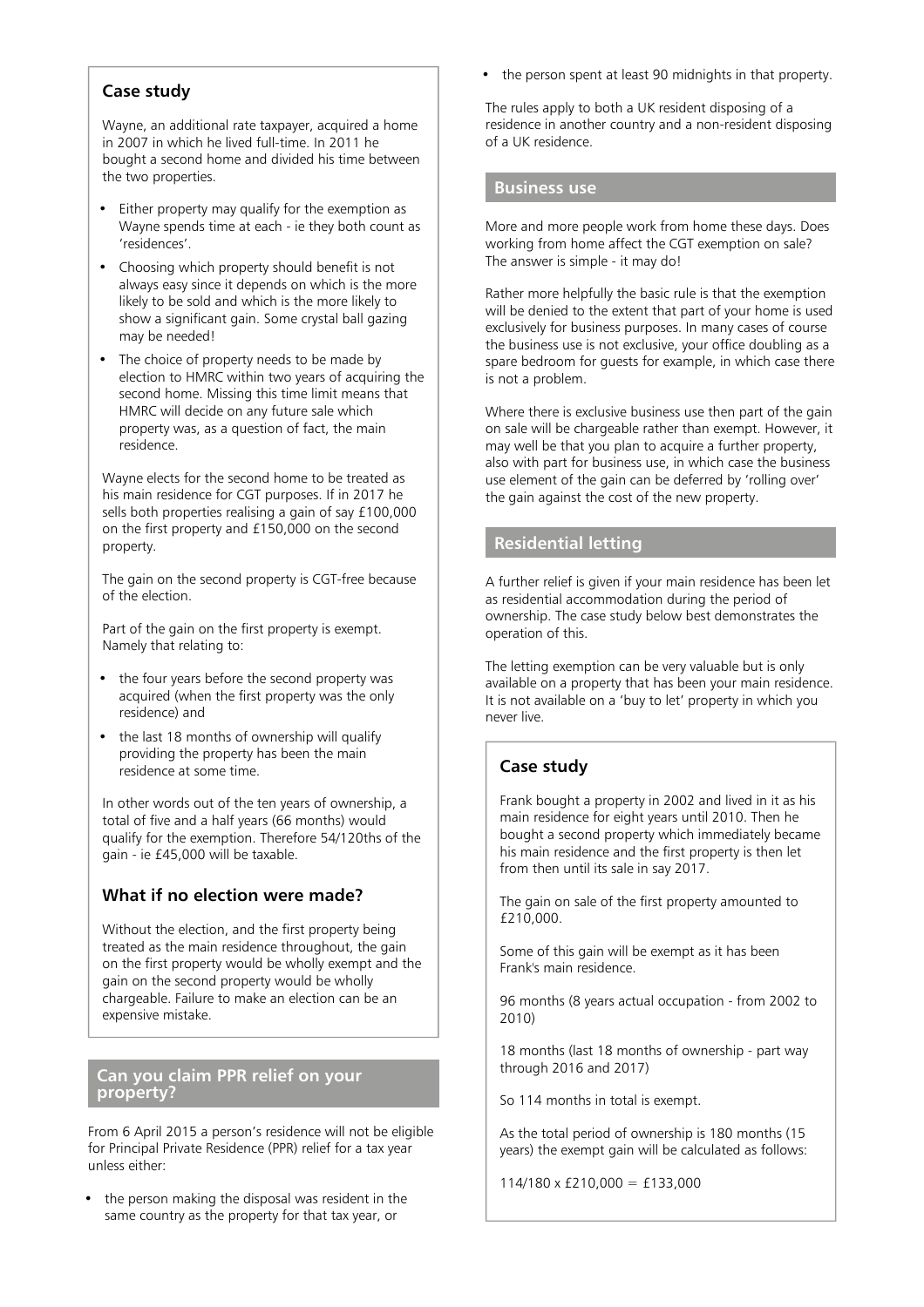### Case study

Wayne, an additional rate taxpayer, acquired a home in 2007 in which he lived full-time. In 2011 he bought a second home and divided his time between the two properties.

- Either property may qualify for the exemption as Wayne spends time at each - ie they both count as 'residences'.
- Choosing which property should benefit is not always easy since it depends on which is the more likely to be sold and which is the more likely to show a significant gain. Some crystal ball gazing may be needed!
- The choice of property needs to be made by election to HMRC within two years of acquiring the second home. Missing this time limit means that HMRC will decide on any future sale which property was, as a question of fact, the main residence.

Wayne elects for the second home to be treated as his main residence for CGT purposes. If in 2017 he sells both properties realising a gain of say £100,000 on the first property and £150,000 on the second property.

The gain on the second property is CGT-free because of the election.

Part of the gain on the first property is exempt. Namely that relating to:

- the four years before the second property was acquired (when the first property was the only residence) and
- the last 18 months of ownership will qualify providing the property has been the main residence at some time.

In other words out of the ten years of ownership, a total of five and a half years (66 months) would qualify for the exemption. Therefore 54/120ths of the gain - ie £45,000 will be taxable.

### What if no election were made?

Without the election, and the first property being treated as the main residence throughout, the gain on the first property would be wholly exempt and the gain on the second property would be wholly chargeable. Failure to make an election can be an expensive mistake.

## Can you claim PPR relief on your property?

From 6 April 2015 a person's residence will not be eligible for Principal Private Residence (PPR) relief for a tax year unless either:

- the person making the disposal was resident in the same country as the property for that tax year, or
- the person spent at least 90 midnights in that property.

The rules apply to both a UK resident disposing of a residence in another country and a non-resident disposing of a UK residence.

## Business use

More and more people work from home these days. Does working from home affect the CGT exemption on sale? The answer is simple - it may do!

Rather more helpfully the basic rule is that the exemption will be denied to the extent that part of your home is used exclusively for business purposes. In many cases of course the business use is not exclusive, your office doubling as a spare bedroom for guests for example, in which case there is not a problem.

Where there is exclusive business use then part of the gain on sale will be chargeable rather than exempt. However, it may well be that you plan to acquire a further property, also with part for business use, in which case the business use element of the gain can be deferred by 'rolling over' the gain against the cost of the new property.

## Residential letting

A further relief is given if your main residence has been let as residential accommodation during the period of ownership. The case study below best demonstrates the operation of this.

The letting exemption can be very valuable but is only available on a property that has been your main residence. It is not available on a 'buy to let' property in which you never live.

### Case study

Frank bought a property in 2002 and lived in it as his main residence for eight years until 2010. Then he bought a second property which immediately became his main residence and the first property is then let from then until its sale in say 2017.

The gain on sale of the first property amounted to £210,000.

Some of this gain will be exempt as it has been Frank's main residence.

96 months (8 years actual occupation - from 2002 to 2010)

18 months (last 18 months of ownership - part way through 2016 and 2017)

So 114 months in total is exempt.

As the total period of ownership is 180 months (15 years) the exempt gain will be calculated as follows:

114/180 x £210,000 = £133,000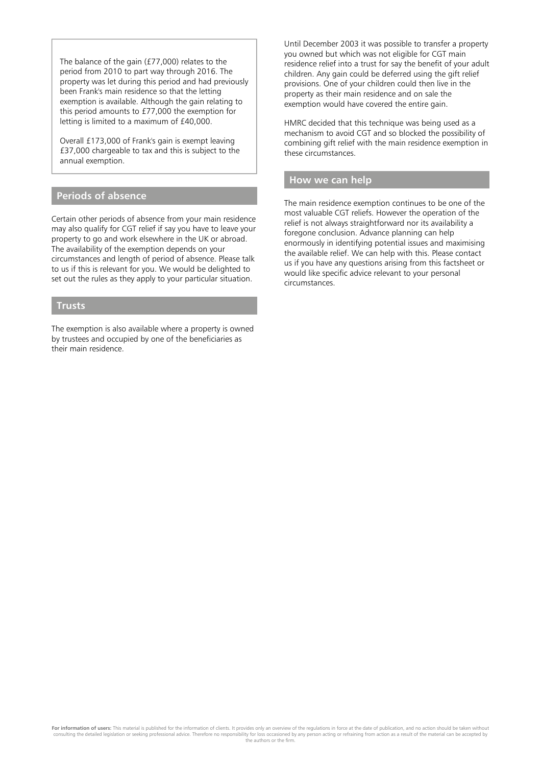The balance of the gain (£77,000) relates to the period from 2010 to part way through 2016. The property was let during this period and had previously been Frank's main residence so that the letting exemption is available. Although the gain relating to this period amounts to £77,000 the exemption for letting is limited to a maximum of £40,000.

Overall £173,000 of Frank's gain is exempt leaving £37,000 chargeable to tax and this is subject to the annual exemption.

## Periods of absence

Certain other periods of absence from your main residence may also qualify for CGT relief if say you have to leave your property to go and work elsewhere in the UK or abroad. The availability of the exemption depends on your circumstances and length of period of absence. Please talk to us if this is relevant for you. We would be delighted to set out the rules as they apply to your particular situation.

## Trusts

The exemption is also available where a property is owned by trustees and occupied by one of the beneficiaries as their main residence.

Until December 2003 it was possible to transfer a property you owned but which was not eligible for CGT main residence relief into a trust for say the benefit of your adult children. Any gain could be deferred using the gift relief provisions. One of your children could then live in the property as their main residence and on sale the exemption would have covered the entire gain.

HMRC decided that this technique was being used as a mechanism to avoid CGT and so blocked the possibility of combining gift relief with the main residence exemption in these circumstances.

## How we can help

The main residence exemption continues to be one of the most valuable CGT reliefs. However the operation of the relief is not always straightforward nor its availability a foregone conclusion. Advance planning can help enormously in identifying potential issues and maximising the available relief. We can help with this. Please contact us if you have any questions arising from this factsheet or would like specific advice relevant to your personal circumstances.

**For information of users:** This material is published for the information of clients. It provides only an overview of the regulations in force at the date of publication, and no action should be taken without consulting the detailed legislation or seeking professional advice. Therefore no responsibility for loss occasioned by any person acting or refraining from action as a result of the material can be accepted by the authors or the firm.